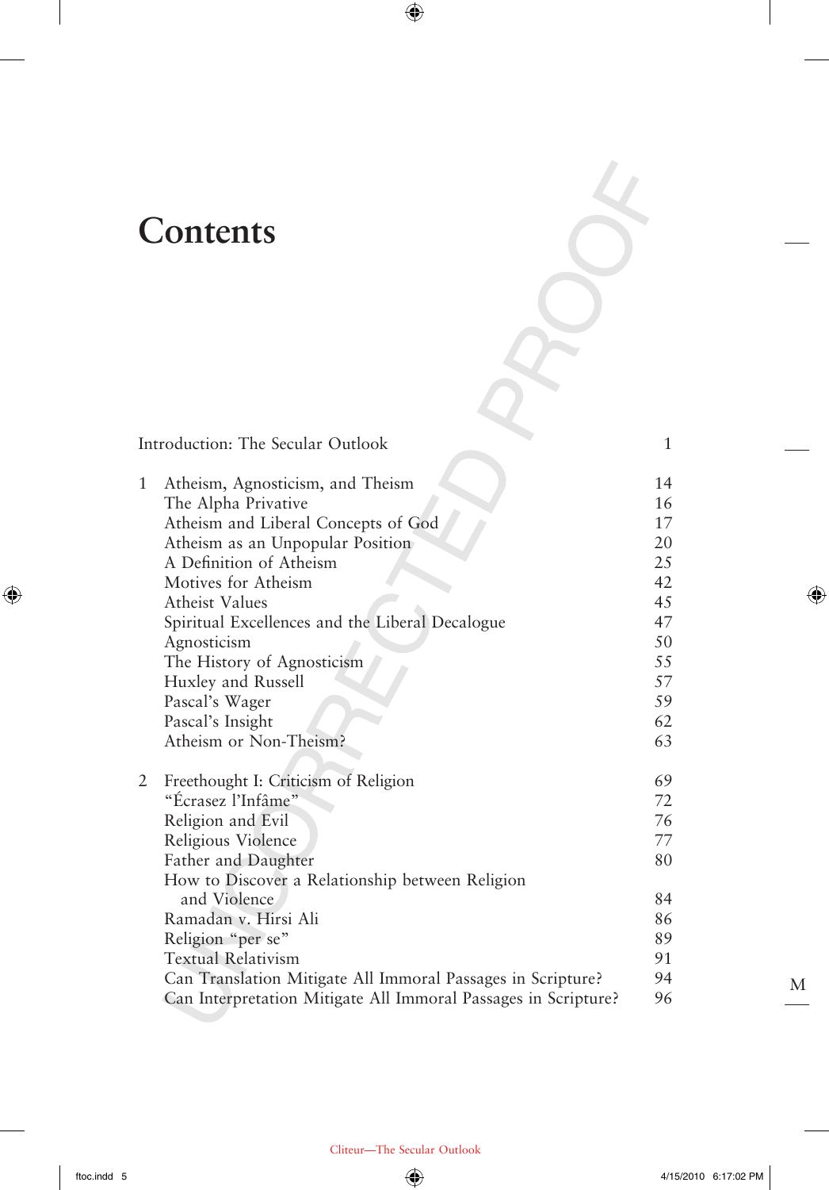# Contents

| | | |
|---|---|---|
| | Introduction: The Secular Outlook | 1 |
| 1 | Atheism, Agnosticism, and Theism | 14 |
| | The Alpha Privative | 16 |
| | Atheism and Liberal Concepts of God | 17 |
| | Atheism as an Unpopular Position | 20 |
| | A Definition of Atheism | 25 |
| | Motives for Atheism | 42 |
| | Atheist Values | 45 |
| | Spiritual Excellences and the Liberal Decalogue | 47 |
| | Agnosticism | 50 |
| | The History of Agnosticism | 55 |
| | Huxley and Russell | 57 |
| | Pascal's Wager | 59 |
| | Pascal's Insight | 62 |
| | Atheism or Non-Theism? | 63 |
| 2 | Freethought I: Criticism of Religion | 69 |
| | "Écrasez l'Infâme" | 72 |
| | Religion and Evil | 76 |
| | Religious Violence | 77 |
| | Father and Daughter | 80 |
| | How to Discover a Relationship between Religion and Violence | 84 |
| | Ramadan v. Hirsi Ali | 86 |
| | Religion "per se" | 89 |
| | Textual Relativism | 91 |
| | Can Translation Mitigate All Immoral Passages in Scripture? | 94 |
| | Can Interpretation Mitigate All Immoral Passages in Scripture? | 96 |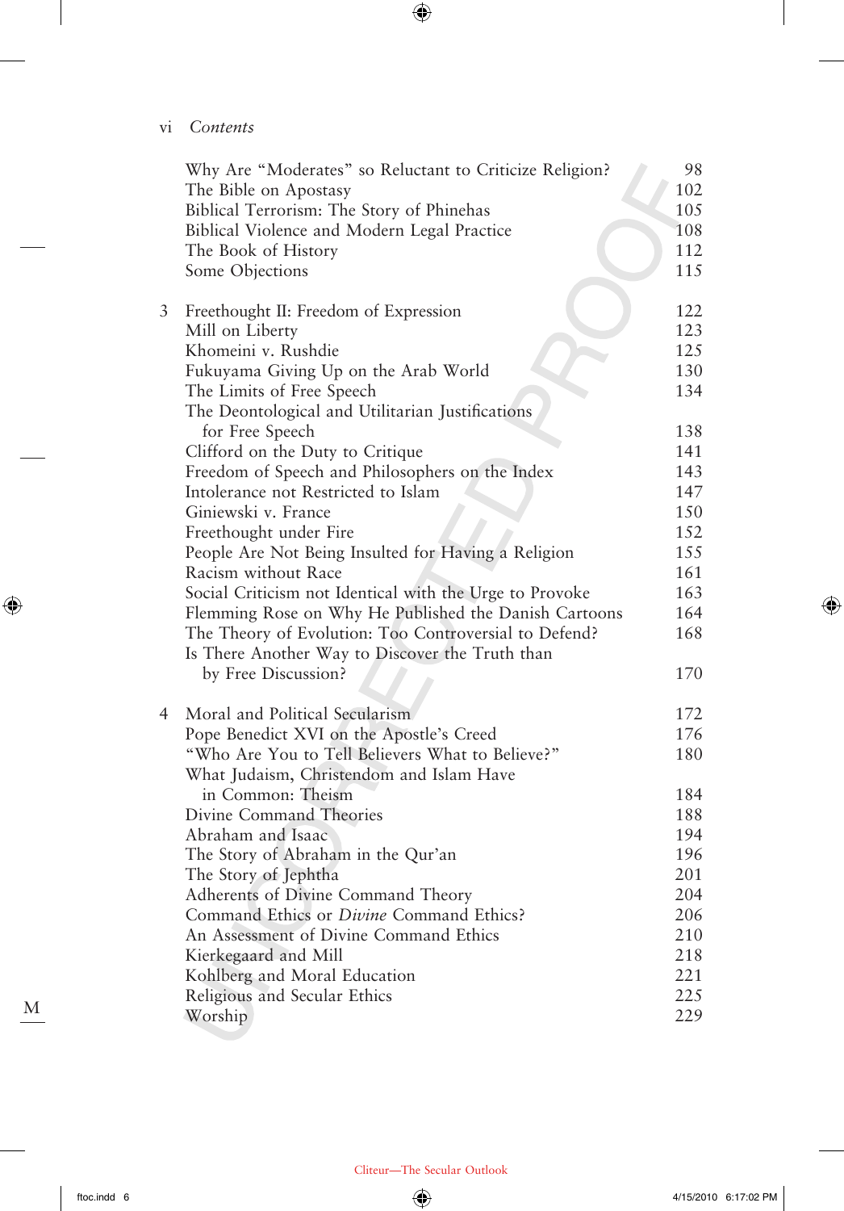| | | |
|---|---|---|
| | Why Are "Moderates" so Reluctant to Criticize Religion? | 98 |
| | The Bible on Apostasy | 102 |
| | Biblical Terrorism: The Story of Phinehas | 105 |
| | Biblical Violence and Modern Legal Practice | 108 |
| | The Book of History | 112 |
| | Some Objections | 115 |
| 3 | Freethought II: Freedom of Expression | 122 |
| | Mill on Liberty | 123 |
| | Khomeini v. Rushdie | 125 |
| | Fukuyama Giving Up on the Arab World | 130 |
| | The Limits of Free Speech | 134 |
| | The Deontological and Utilitarian Justifications for Free Speech | 138 |
| | Clifford on the Duty to Critique | 141 |
| | Freedom of Speech and Philosophers on the Index | 143 |
| | Intolerance not Restricted to Islam | 147 |
| | Giniewski v. France | 150 |
| | Freethought under Fire | 152 |
| | People Are Not Being Insulted for Having a Religion | 155 |
| | Racism without Race | 161 |
| | Social Criticism not Identical with the Urge to Provoke | 163 |
| | Flemming Rose on Why He Published the Danish Cartoons | 164 |
| | The Theory of Evolution: Too Controversial to Defend? | 168 |
| | Is There Another Way to Discover the Truth than by Free Discussion? | 170 |
| 4 | Moral and Political Secularism | 172 |
| | Pope Benedict XVI on the Apostle's Creed | 176 |
| | "Who Are You to Tell Believers What to Believe?" | 180 |
| | What Judaism, Christendom and Islam Have in Common: Theism | 184 |
| | Divine Command Theories | 188 |
| | Abraham and Isaac | 194 |
| | The Story of Abraham in the Qur'an | 196 |
| | The Story of Jephtha | 201 |
| | Adherents of Divine Command Theory | 204 |
| | Command Ethics or *Divine* Command Ethics? | 206 |
| | An Assessment of Divine Command Ethics | 210 |
| | Kierkegaard and Mill | 218 |
| | Kohlberg and Moral Education | 221 |
| | Religious and Secular Ethics | 225 |
| | Worship | 229 |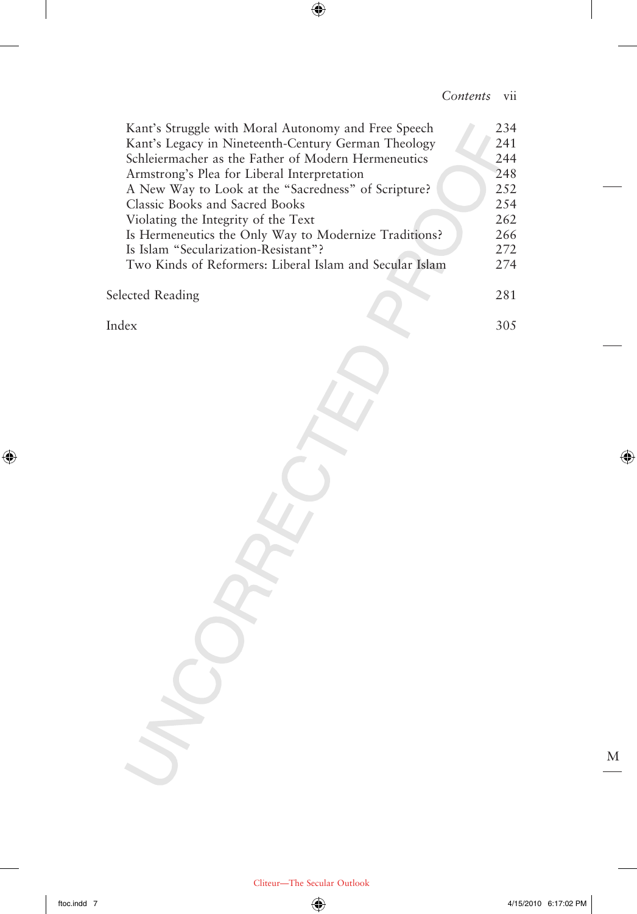| | |
|---|---|
| Kant's Struggle with Moral Autonomy and Free Speech | 234 |
| Kant's Legacy in Nineteenth-Century German Theology | 241 |
| Schleiermacher as the Father of Modern Hermeneutics | 244 |
| Armstrong's Plea for Liberal Interpretation | 248 |
| A New Way to Look at the "Sacredness" of Scripture? | 252 |
| Classic Books and Sacred Books | 254 |
| Violating the Integrity of the Text | 262 |
| Is Hermeneutics the Only Way to Modernize Traditions? | 266 |
| Is Islam "Secularization-Resistant"? | 272 |
| Two Kinds of Reformers: Liberal Islam and Secular Islam | 274 |
| Selected Reading | 281 |
| Index | 305 |